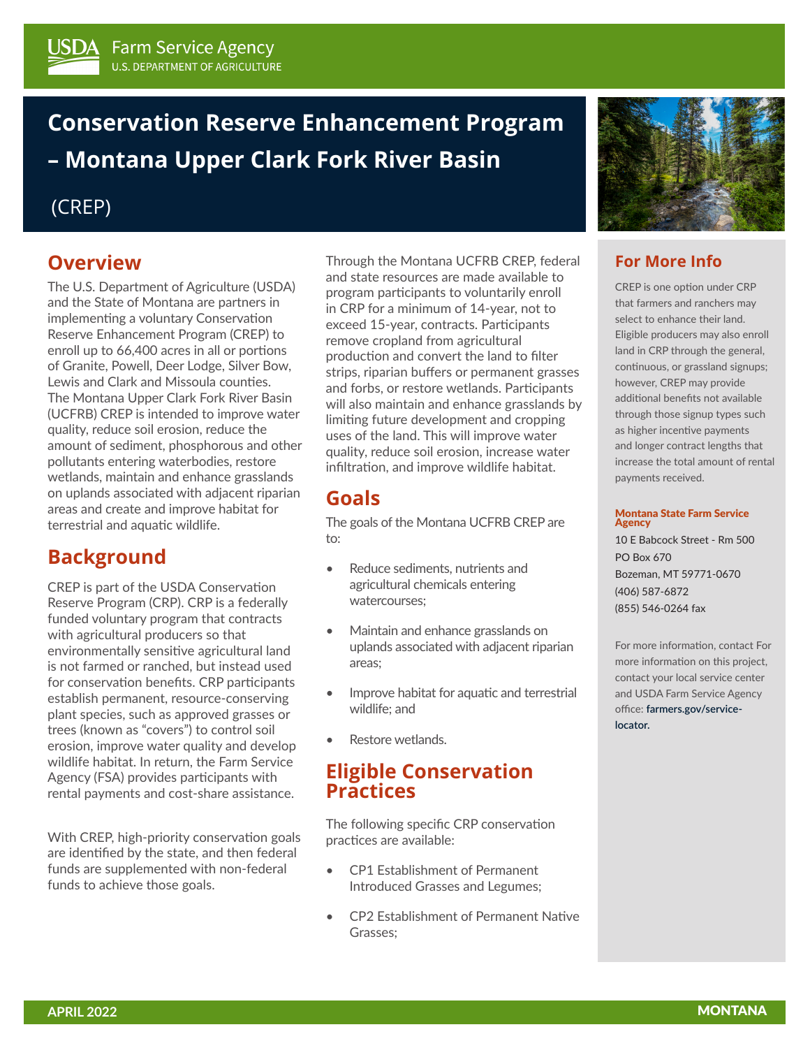USDA Farm Service Agency
U.S. DEPARTMENT OF AGRICULTURE

# Conservation Reserve Enhancement Program – Montana Upper Clark Fork River Basin

(CREP)

## Overview

The U.S. Department of Agriculture (USDA) and the State of Montana are partners in implementing a voluntary Conservation Reserve Enhancement Program (CREP) to enroll up to 66,400 acres in all or portions of Granite, Powell, Deer Lodge, Silver Bow, Lewis and Clark and Missoula counties. The Montana Upper Clark Fork River Basin (UCFRB) CREP is intended to improve water quality, reduce soil erosion, reduce the amount of sediment, phosphorous and other pollutants entering waterbodies, restore wetlands, maintain and enhance grasslands on uplands associated with adjacent riparian areas and create and improve habitat for terrestrial and aquatic wildlife.

## Background

CREP is part of the USDA Conservation Reserve Program (CRP). CRP is a federally funded voluntary program that contracts with agricultural producers so that environmentally sensitive agricultural land is not farmed or ranched, but instead used for conservation benefits. CRP participants establish permanent, resource-conserving plant species, such as approved grasses or trees (known as "covers") to control soil erosion, improve water quality and develop wildlife habitat. In return, the Farm Service Agency (FSA) provides participants with rental payments and cost-share assistance.

With CREP, high-priority conservation goals are identified by the state, and then federal funds are supplemented with non-federal funds to achieve those goals.

Through the Montana UCFRB CREP, federal and state resources are made available to program participants to voluntarily enroll in CRP for a minimum of 14-year, not to exceed 15-year, contracts. Participants remove cropland from agricultural production and convert the land to filter strips, riparian buffers or permanent grasses and forbs, or restore wetlands. Participants will also maintain and enhance grasslands by limiting future development and cropping uses of the land. This will improve water quality, reduce soil erosion, increase water infiltration, and improve wildlife habitat.

## Goals

The goals of the Montana UCFRB CREP are to:

- Reduce sediments, nutrients and agricultural chemicals entering watercourses;
- Maintain and enhance grasslands on uplands associated with adjacent riparian areas;
- Improve habitat for aquatic and terrestrial wildlife; and
- Restore wetlands.

## Eligible Conservation Practices

The following specific CRP conservation practices are available:

- CP1 Establishment of Permanent Introduced Grasses and Legumes;
- CP2 Establishment of Permanent Native Grasses;

## For More Info

CREP is one option under CRP that farmers and ranchers may select to enhance their land. Eligible producers may also enroll land in CRP through the general, continuous, or grassland signups; however, CREP may provide additional benefits not available through those signup types such as higher incentive payments and longer contract lengths that increase the total amount of rental payments received.

**Montana State Farm Service Agency**

10 E Babcock Street - Rm 500
PO Box 670
Bozeman, MT 59771-0670
(406) 587-6872
(855) 546-0264 fax

For more information, contact For more information on this project, contact your local service center and USDA Farm Service Agency office: **farmers.gov/service-locator.**

APRIL 2022 MONTANA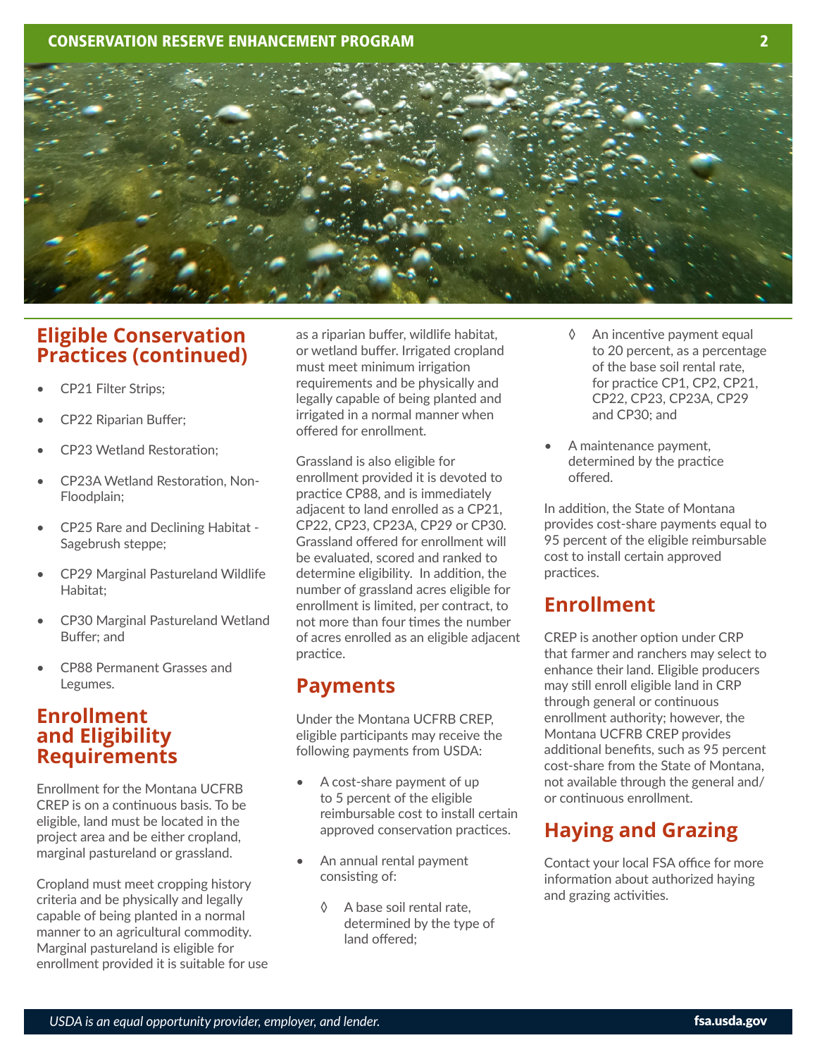## Eligible Conservation Practices (continued)

- CP21 Filter Strips;
- CP22 Riparian Buffer;
- CP23 Wetland Restoration;
- CP23A Wetland Restoration, Non-Floodplain;
- CP25 Rare and Declining Habitat - Sagebrush steppe;
- CP29 Marginal Pastureland Wildlife Habitat;
- CP30 Marginal Pastureland Wetland Buffer; and
- CP88 Permanent Grasses and Legumes.

## Enrollment and Eligibility Requirements

Enrollment for the Montana UCFRB CREP is on a continuous basis. To be eligible, land must be located in the project area and be either cropland, marginal pastureland or grassland.

Cropland must meet cropping history criteria and be physically and legally capable of being planted in a normal manner to an agricultural commodity. Marginal pastureland is eligible for enrollment provided it is suitable for use as a riparian buffer, wildlife habitat, or wetland buffer. Irrigated cropland must meet minimum irrigation requirements and be physically and legally capable of being planted and irrigated in a normal manner when offered for enrollment.

Grassland is also eligible for enrollment provided it is devoted to practice CP88, and is immediately adjacent to land enrolled as a CP21, CP22, CP23, CP23A, CP29 or CP30. Grassland offered for enrollment will be evaluated, scored and ranked to determine eligibility. In addition, the number of grassland acres eligible for enrollment is limited, per contract, to not more than four times the number of acres enrolled as an eligible adjacent practice.

## Payments

Under the Montana UCFRB CREP, eligible participants may receive the following payments from USDA:

- A cost-share payment of up to 5 percent of the eligible reimbursable cost to install certain approved conservation practices.
- An annual rental payment consisting of:
  - ◊ A base soil rental rate, determined by the type of land offered;
  - ◊ An incentive payment equal to 20 percent, as a percentage of the base soil rental rate, for practice CP1, CP2, CP21, CP22, CP23, CP23A, CP29 and CP30; and
- A maintenance payment, determined by the practice offered.

In addition, the State of Montana provides cost-share payments equal to 95 percent of the eligible reimbursable cost to install certain approved practices.

## Enrollment

CREP is another option under CRP that farmer and ranchers may select to enhance their land. Eligible producers may still enroll eligible land in CRP through general or continuous enrollment authority; however, the Montana UCFRB CREP provides additional benefits, such as 95 percent cost-share from the State of Montana, not available through the general and/or continuous enrollment.

## Haying and Grazing

Contact your local FSA office for more information about authorized haying and grazing activities.